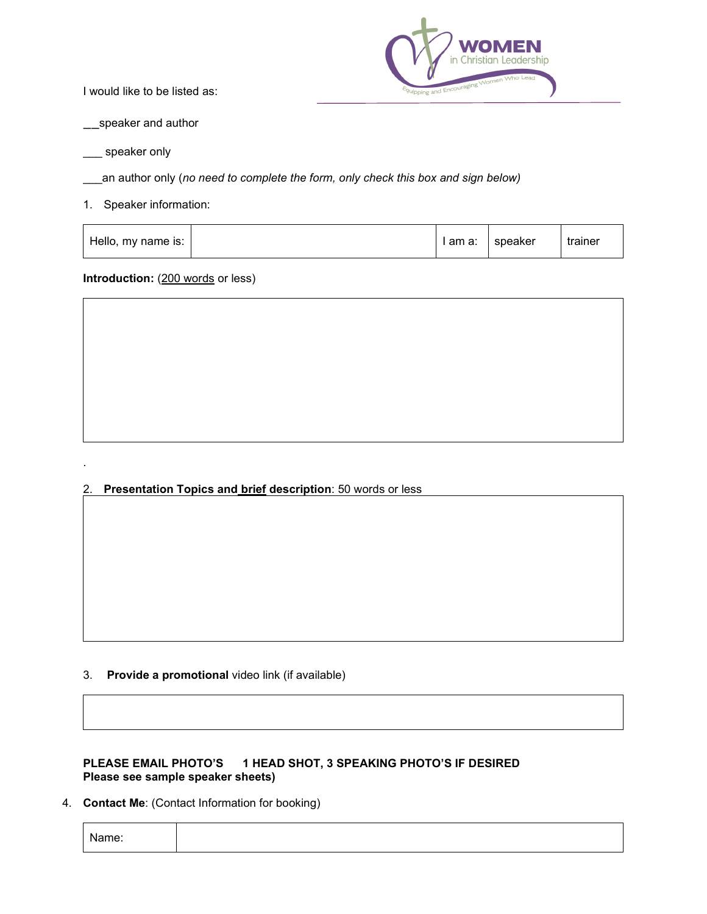**WOMEN** in Christian Leadership
Equipping and Encouraging Women Who Lead

I would like to be listed as:

__speaker and author

___ speaker only

___an author only (*no need to complete the form, only check this box and sign below)*

1. Speaker information:

| Hello, my name is: | | I am a: | speaker | trainer |
|---|---|---|---|---|

**Introduction:** (200 words or less)

| |
|---|
| |

.

2. **Presentation Topics and brief description**: 50 words or less

| |
|---|
| |

3. **Provide a promotional** video link (if available)

| |
|---|
| |

**PLEASE EMAIL PHOTO'S 1 HEAD SHOT, 3 SPEAKING PHOTO'S IF DESIRED**
**Please see sample speaker sheets)**

4. **Contact Me**: (Contact Information for booking)

| Name: | |
|---|---|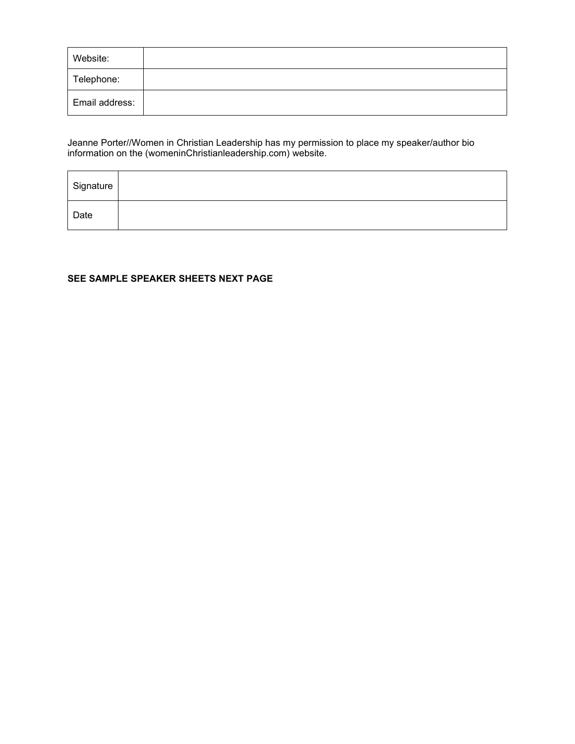| Website: | |
|---|---|
| Telephone: | |
| Email address: | |

Jeanne Porter//Women in Christian Leadership has my permission to place my speaker/author bio information on the (womeninChristianleadership.com) website.

| Signature | |
|---|---|
| Date | |

**SEE SAMPLE SPEAKER SHEETS NEXT PAGE**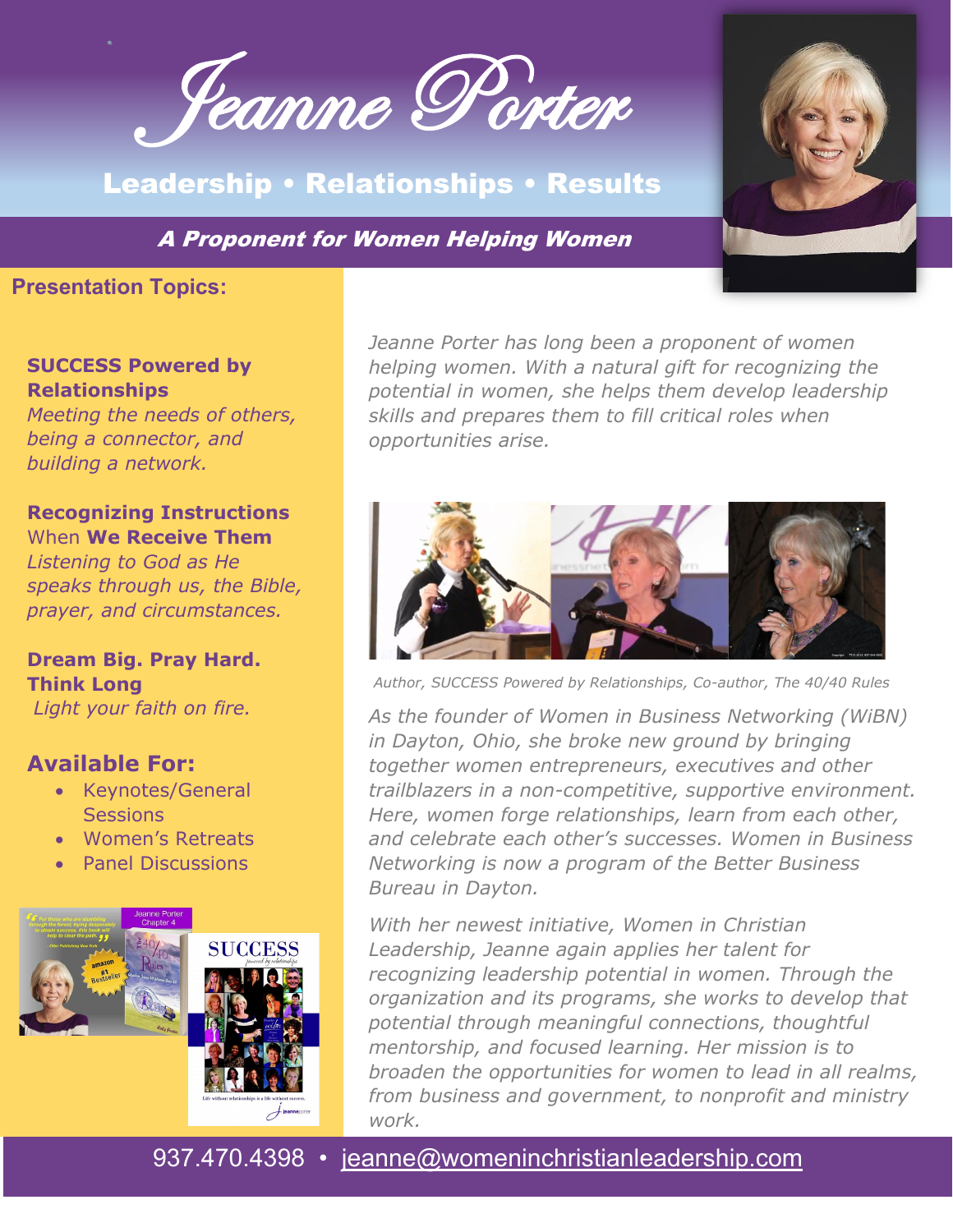# Jeanne Porter

## Leadership • Relationships • Results

***A Proponent for Women Helping Women***

**Presentation Topics:**

**SUCCESS Powered by Relationships**
*Meeting the needs of others, being a connector, and building a network.*

**Recognizing Instructions** When **We Receive Them**
*Listening to God as He speaks through us, the Bible, prayer, and circumstances.*

**Dream Big. Pray Hard. Think Long**
*Light your faith on fire.*

**Available For:**

- Keynotes/General Sessions
- Women's Retreats
- Panel Discussions

*Jeanne Porter has long been a proponent of women helping women. With a natural gift for recognizing the potential in women, she helps them develop leadership skills and prepares them to fill critical roles when opportunities arise.*

*Author, SUCCESS Powered by Relationships, Co-author, The 40/40 Rules*

*As the founder of Women in Business Networking (WiBN) in Dayton, Ohio, she broke new ground by bringing together women entrepreneurs, executives and other trailblazers in a non-competitive, supportive environment. Here, women forge relationships, learn from each other, and celebrate each other's successes. Women in Business Networking is now a program of the Better Business Bureau in Dayton.*

*With her newest initiative, Women in Christian Leadership, Jeanne again applies her talent for recognizing leadership potential in women. Through the organization and its programs, she works to develop that potential through meaningful connections, thoughtful mentorship, and focused learning. Her mission is to broaden the opportunities for women to lead in all realms, from business and government, to nonprofit and ministry work.*

937.470.4398 • jeanne@womeninchristianleadership.com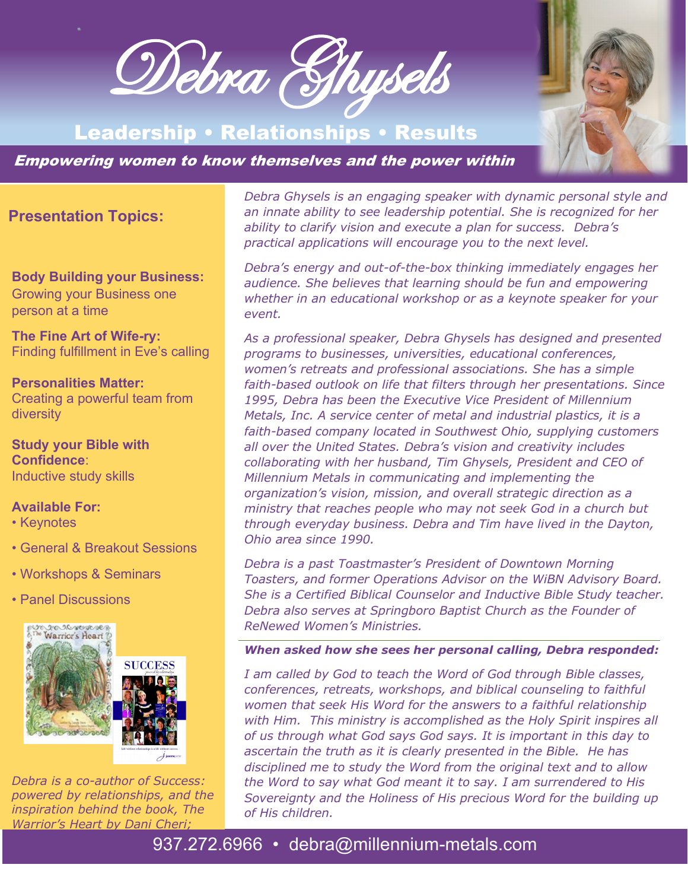# Debra Ghysels

## Leadership • Relationships • Results

***Empowering women to know themselves and the power within***

## Presentation Topics:

**Body Building your Business:**
Growing your Business one person at a time

**The Fine Art of Wife-ry:**
Finding fulfillment in Eve's calling

**Personalities Matter:**
Creating a powerful team from diversity

**Study your Bible with Confidence**:
Inductive study skills

**Available For:**

- Keynotes
- General & Breakout Sessions
- Workshops & Seminars
- Panel Discussions

*Debra is a co-author of Success: powered by relationships, and the inspiration behind the book, The Warrior's Heart by Dani Cheri;*

*Debra Ghysels is an engaging speaker with dynamic personal style and an innate ability to see leadership potential. She is recognized for her ability to clarify vision and execute a plan for success. Debra's practical applications will encourage you to the next level.*

*Debra's energy and out-of-the-box thinking immediately engages her audience. She believes that learning should be fun and empowering whether in an educational workshop or as a keynote speaker for your event.*

*As a professional speaker, Debra Ghysels has designed and presented programs to businesses, universities, educational conferences, women's retreats and professional associations. She has a simple faith-based outlook on life that filters through her presentations. Since 1995, Debra has been the Executive Vice President of Millennium Metals, Inc. A service center of metal and industrial plastics, it is a faith-based company located in Southwest Ohio, supplying customers all over the United States. Debra's vision and creativity includes collaborating with her husband, Tim Ghysels, President and CEO of Millennium Metals in communicating and implementing the organization's vision, mission, and overall strategic direction as a ministry that reaches people who may not seek God in a church but through everyday business. Debra and Tim have lived in the Dayton, Ohio area since 1990.*

*Debra is a past Toastmaster's President of Downtown Morning Toasters, and former Operations Advisor on the WiBN Advisory Board. She is a Certified Biblical Counselor and Inductive Bible Study teacher. Debra also serves at Springboro Baptist Church as the Founder of ReNewed Women's Ministries.*

***When asked how she sees her personal calling, Debra responded:***

*I am called by God to teach the Word of God through Bible classes, conferences, retreats, workshops, and biblical counseling to faithful women that seek His Word for the answers to a faithful relationship with Him. This ministry is accomplished as the Holy Spirit inspires all of us through what God says God says. It is important in this day to ascertain the truth as it is clearly presented in the Bible. He has disciplined me to study the Word from the original text and to allow the Word to say what God meant it to say. I am surrendered to His Sovereignty and the Holiness of His precious Word for the building up of His children.*

937.272.6966 • debra@millennium-metals.com